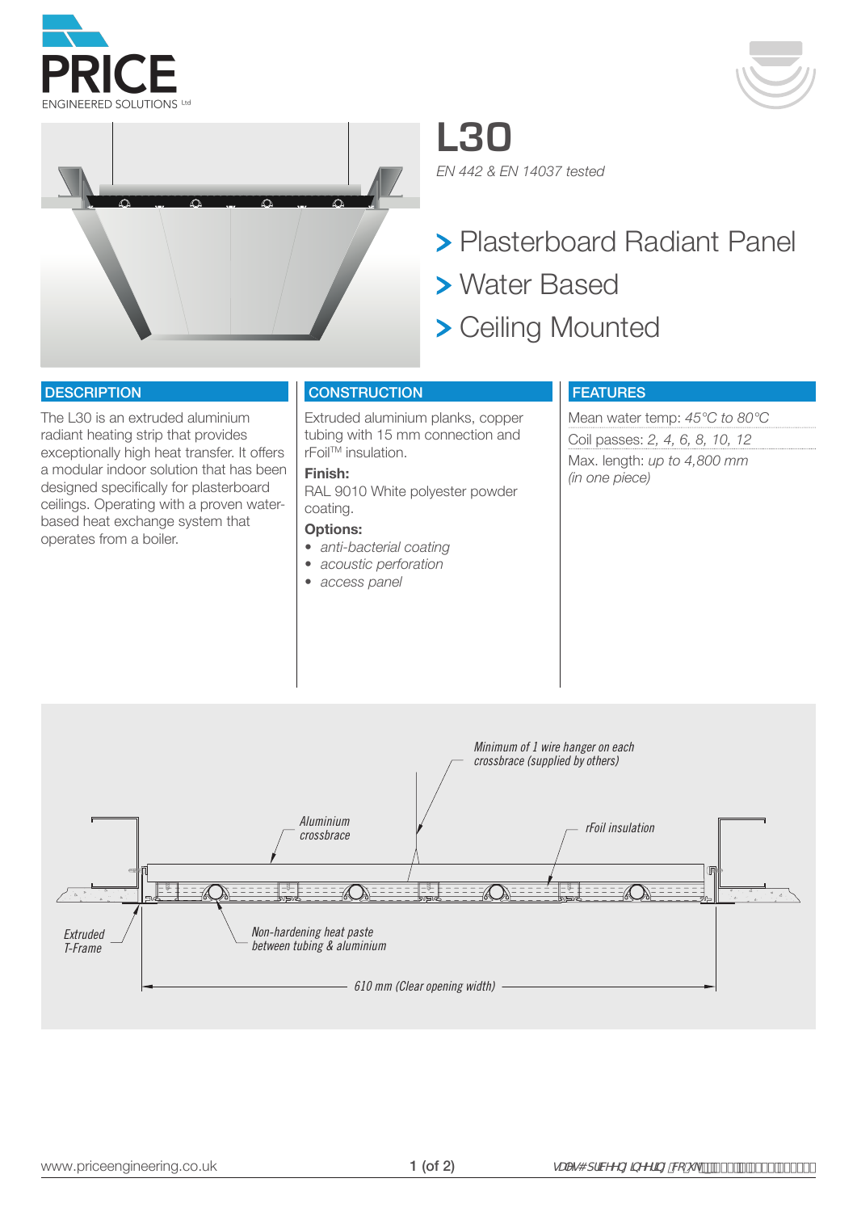# L30

*EN 442 & EN 14037 tested*

- Plasterboard Radiant Panel
- Water Based
- Ceiling Mounted

## DESCRIPTION

The L30 is an extruded aluminium radiant heating strip that provides exceptionally high heat transfer. It offers a modular indoor solution that has been designed specifically for plasterboard ceilings. Operating with a proven water-based heat exchange system that operates from a boiler.

## CONSTRUCTION

Extruded aluminium planks, copper tubing with 15 mm connection and rFoil™ insulation.

**Finish:**

RAL 9010 White polyester powder coating.

**Options:**

- *anti-bacterial coating*
- *acoustic perforation*
- *access panel*

## FEATURES

Mean water temp: *45°C to 80°C*

Coil passes: *2, 4, 6, 8, 10, 12*

Max. length: *up to 4,800 mm (in one piece)*

*Minimum of 1 wire hanger on each crossbrace (supplied by others)*

*Aluminium crossbrace*

*rFoil insulation*

*Extruded T-Frame*

*Non-hardening heat paste between tubing & aluminium*

*610 mm (Clear opening width)*

www.priceengineering.co.uk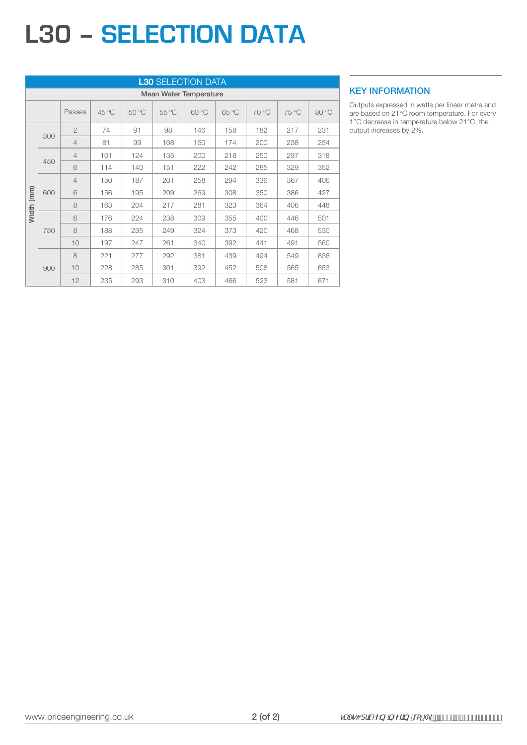# L30 – SELECTION DATA

| **L30** SELECTION DATA | | | | | | | | | | |
|---|---|---|---|---|---|---|---|---|---|---|
| | | | Mean Water Temperature | | | | | | | |
| | | Passes | 45 °C | 50 °C | 55 °C | 60 °C | 65 °C | 70 °C | 75 °C | 80 °C |
| Width (mm) | 300 | 2 | 74 | 91 | 98 | 146 | 158 | 182 | 217 | 231 |
| | | 4 | 81 | 99 | 108 | 160 | 174 | 200 | 238 | 254 |
| | 450 | 4 | 101 | 124 | 135 | 200 | 218 | 250 | 297 | 318 |
| | | 6 | 114 | 140 | 151 | 222 | 242 | 285 | 329 | 352 |
| | 600 | 4 | 150 | 187 | 201 | 258 | 294 | 336 | 367 | 406 |
| | | 6 | 156 | 195 | 209 | 269 | 308 | 350 | 386 | 427 |
| | | 8 | 163 | 204 | 217 | 281 | 323 | 364 | 406 | 448 |
| | 750 | 6 | 176 | 224 | 238 | 309 | 355 | 400 | 446 | 501 |
| | | 8 | 188 | 235 | 249 | 324 | 373 | 420 | 468 | 530 |
| | | 10 | 197 | 247 | 261 | 340 | 392 | 441 | 491 | 560 |
| | 900 | 8 | 221 | 277 | 292 | 381 | 439 | 494 | 549 | 636 |
| | | 10 | 228 | 285 | 301 | 392 | 452 | 508 | 565 | 653 |
| | | 12 | 235 | 293 | 310 | 403 | 466 | 523 | 581 | 671 |

### KEY INFORMATION

Outputs expressed in watts per linear metre and are based on 21°C room temperature. For every 1°C decrease in temperature below 21°C, the output increases by 2%.

www.priceengineering.co.uk